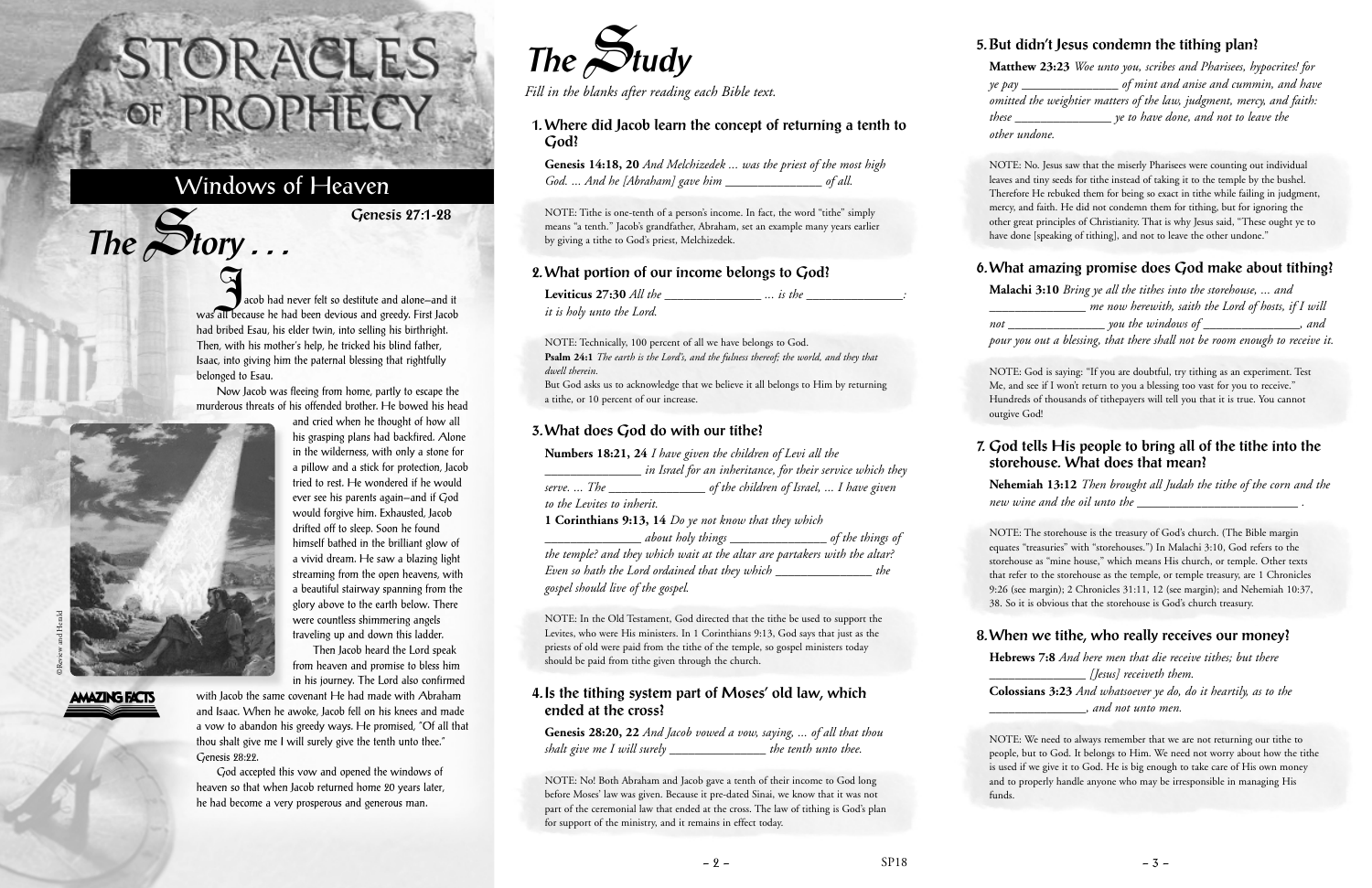# STORACLES OF PROPHECY

## Windows of Heaven

**Genesis 27:1-28**

## The Story . . .

Jacob had never felt so destitute and alone—and it was all because he had been devious and greedy. First Jacob had bribed Esau, his elder twin, into selling his birthright. Then, with his mother's help, he tricked his blind father, Isaac, into giving him the paternal blessing that rightfully belonged to Esau.

Now Jacob was fleeing from home, partly to escape the murderous threats of his offended brother. He bowed his head and cried when he thought of how all his grasping plans had backfired. Alone in the wilderness, with only a stone for a pillow and a stick for protection, Jacob tried to rest. He wondered if he would ever see his parents again—and if God would forgive him. Exhausted, Jacob drifted off to sleep. Soon he found himself bathed in the brilliant glow of a vivid dream. He saw a blazing light streaming from the open heavens, with a beautiful stairway spanning from the glory above to the earth below. There were countless shimmering angels traveling up and down this ladder.

Then Jacob heard the Lord speak from heaven and promise to bless him in his journey. The Lord also confirmed with Jacob the same covenant He had made with Abraham and Isaac. When he awoke, Jacob fell on his knees and made a vow to abandon his greedy ways. He promised, "Of all that thou shalt give me I will surely give the tenth unto thee." Genesis 28:22.

God accepted this vow and opened the windows of heaven so that when Jacob returned home 20 years later, he had become a very prosperous and generous man.

©Review and Herald

AMAZING FACTS

## The Study

*Fill in the blanks after reading each Bible text.*

### 1. Where did Jacob learn the concept of returning a tenth to God?

**Genesis 14:18, 20** *And Melchizedek ... was the priest of the most high God. ... And he [Abraham] gave him _______________ of all.*

NOTE: Tithe is one-tenth of a person's income. In fact, the word "tithe" simply means "a tenth." Jacob's grandfather, Abraham, set an example many years earlier by giving a tithe to God's priest, Melchizedek.

### 2. What portion of our income belongs to God?

**Leviticus 27:30** *All the _______________ ... is the _______________: it is holy unto the Lord.*

NOTE: Technically, 100 percent of all we have belongs to God.
**Psalm 24:1** *The earth is the Lord's, and the fulness thereof; the world, and they that dwell therein.*
But God asks us to acknowledge that we believe it all belongs to Him by returning a tithe, or 10 percent of our increase.

### 3. What does God do with our tithe?

**Numbers 18:21, 24** *I have given the children of Levi all the _______________ in Israel for an inheritance, for their service which they serve. ... The _______________ of the children of Israel, ... I have given to the Levites to inherit.*

**1 Corinthians 9:13, 14** *Do ye not know that they which _______________ about holy things _______________ of the things of the temple? and they which wait at the altar are partakers with the altar? Even so hath the Lord ordained that they which _______________ the gospel should live of the gospel.*

NOTE: In the Old Testament, God directed that the tithe be used to support the Levites, who were His ministers. In 1 Corinthians 9:13, God says that just as the priests of old were paid from the tithe of the temple, so gospel ministers today should be paid from tithe given through the church.

### 4. Is the tithing system part of Moses' old law, which ended at the cross?

**Genesis 28:20, 22** *And Jacob vowed a vow, saying, ... of all that thou shalt give me I will surely _______________ the tenth unto thee.*

NOTE: No! Both Abraham and Jacob gave a tenth of their income to God long before Moses' law was given. Because it pre-dated Sinai, we know that it was not part of the ceremonial law that ended at the cross. The law of tithing is God's plan for support of the ministry, and it remains in effect today.

### 5. But didn't Jesus condemn the tithing plan?

**Matthew 23:23** *Woe unto you, scribes and Pharisees, hypocrites! for ye pay _______________ of mint and anise and cummin, and have omitted the weightier matters of the law, judgment, mercy, and faith: these _______________ ye to have done, and not to leave the other undone.*

NOTE: No. Jesus saw that the miserly Pharisees were counting out individual leaves and tiny seeds for tithe instead of taking it to the temple by the bushel. Therefore He rebuked them for being so exact in tithe while failing in judgment, mercy, and faith. He did not condemn them for tithing, but for ignoring the other great principles of Christianity. That is why Jesus said, "These ought ye to have done [speaking of tithing], and not to leave the other undone."

### 6. What amazing promise does God make about tithing?

**Malachi 3:10** *Bring ye all the tithes into the storehouse, ... and _______________ me now herewith, saith the Lord of hosts, if I will not _______________ you the windows of _______________, and pour you out a blessing, that there shall not be room enough to receive it.*

NOTE: God is saying: "If you are doubtful, try tithing as an experiment. Test Me, and see if I won't return to you a blessing too vast for you to receive." Hundreds of thousands of tithepayers will tell you that it is true. You cannot outgive God!

### 7. God tells His people to bring all of the tithe into the storehouse. What does that mean?

**Nehemiah 13:12** *Then brought all Judah the tithe of the corn and the new wine and the oil unto the _______________________ .*

NOTE: The storehouse is the treasury of God's church. (The Bible margin equates "treasuries" with "storehouses.") In Malachi 3:10, God refers to the storehouse as "mine house," which means His church, or temple. Other texts that refer to the storehouse as the temple, or temple treasury, are 1 Chronicles 9:26 (see margin); 2 Chronicles 31:11, 12 (see margin); and Nehemiah 10:37, 38. So it is obvious that the storehouse is God's church treasury.

### 8. When we tithe, who really receives our money?

**Hebrews 7:8** *And here men that die receive tithes; but there _______________ [Jesus] receiveth them.*

**Colossians 3:23** *And whatsoever ye do, do it heartily, as to the _______________, and not unto men.*

NOTE: We need to always remember that we are not returning our tithe to people, but to God. It belongs to Him. We need not worry about how the tithe is used if we give it to God. He is big enough to take care of His own money and to properly handle anyone who may be irresponsible in managing His funds.

SP18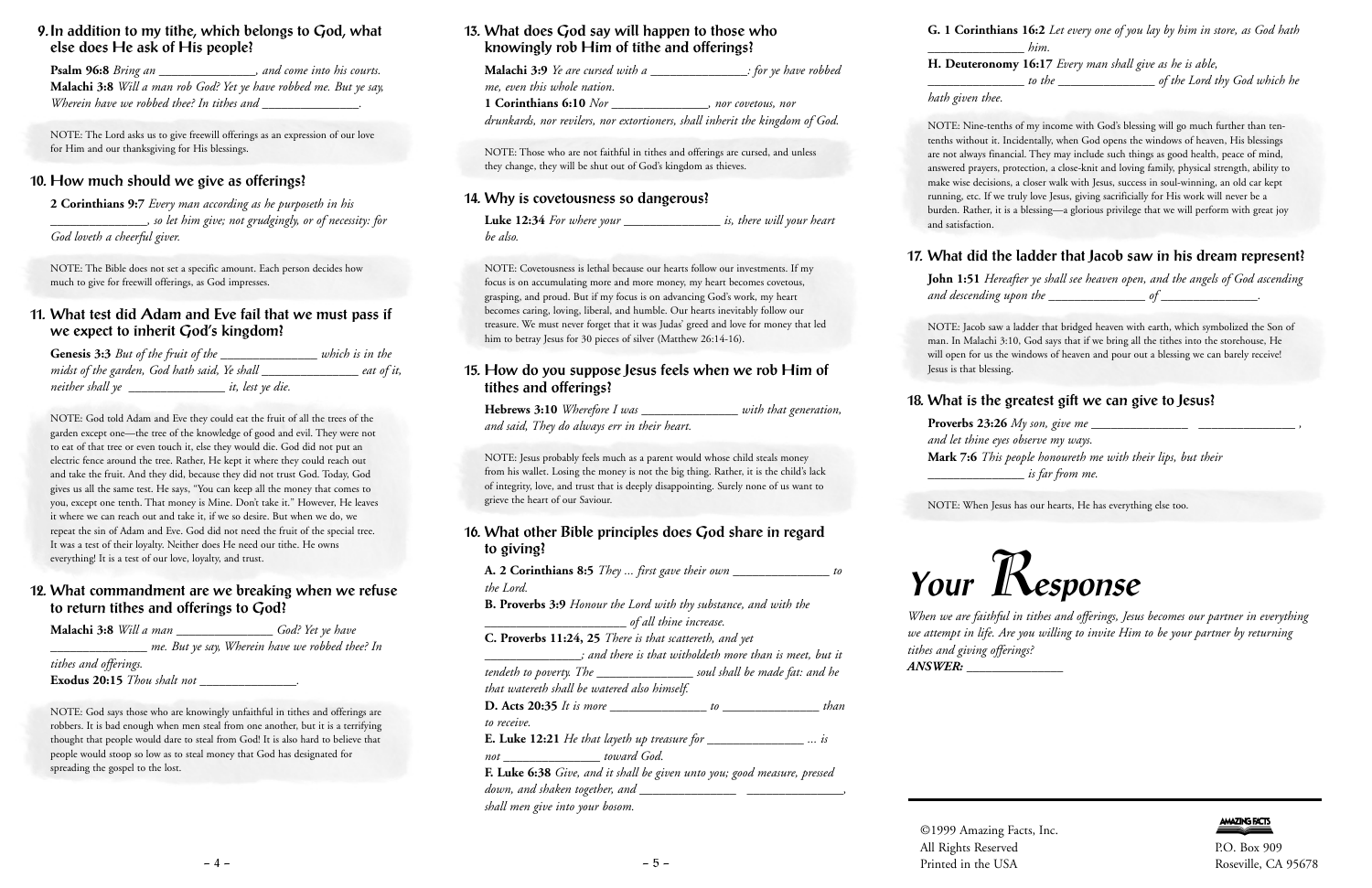## 9. In addition to my tithe, which belongs to God, what else does He ask of His people?

**Psalm 96:8** *Bring an _______________, and come into his courts.*
**Malachi 3:8** *Will a man rob God? Yet ye have robbed me. But ye say, Wherein have we robbed thee? In tithes and _______________.*

NOTE: The Lord asks us to give freewill offerings as an expression of our love for Him and our thanksgiving for His blessings.

## 10. How much should we give as offerings?

**2 Corinthians 9:7** *Every man according as he purposeth in his _______________, so let him give; not grudgingly, or of necessity: for God loveth a cheerful giver.*

NOTE: The Bible does not set a specific amount. Each person decides how much to give for freewill offerings, as God impresses.

## 11. What test did Adam and Eve fail that we must pass if we expect to inherit God's kingdom?

**Genesis 3:3** *But of the fruit of the _______________ which is in the midst of the garden, God hath said, Ye shall _______________ eat of it, neither shall ye _______________ it, lest ye die.*

NOTE: God told Adam and Eve they could eat the fruit of all the trees of the garden except one—the tree of the knowledge of good and evil. They were not to eat of that tree or even touch it, else they would die. God did not put an electric fence around the tree. Rather, He kept it where they could reach out and take the fruit. And they did, because they did not trust God. Today, God gives us all the same test. He says, "You can keep all the money that comes to you, except one tenth. That money is Mine. Don't take it." However, He leaves it where we can reach out and take it, if we so desire. But when we do, we repeat the sin of Adam and Eve. God did not need the fruit of the special tree. It was a test of their loyalty. Neither does He need our tithe. He owns everything! It is a test of our love, loyalty, and trust.

## 12. What commandment are we breaking when we refuse to return tithes and offerings to God?

**Malachi 3:8** *Will a man _______________ God? Yet ye have _______________ me. But ye say, Wherein have we robbed thee? In tithes and offerings.*
**Exodus 20:15** *Thou shalt not _______________.*

NOTE: God says those who are knowingly unfaithful in tithes and offerings are robbers. It is bad enough when men steal from one another, but it is a terrifying thought that people would dare to steal from God! It is also hard to believe that people would stoop so low as to steal money that God has designated for spreading the gospel to the lost.

## 13. What does God say will happen to those who knowingly rob Him of tithe and offerings?

**Malachi 3:9** *Ye are cursed with a _______________: for ye have robbed me, even this whole nation.*
**1 Corinthians 6:10** *Nor _______________, nor covetous, nor drunkards, nor revilers, nor extortioners, shall inherit the kingdom of God.*

NOTE: Those who are not faithful in tithes and offerings are cursed, and unless they change, they will be shut out of God's kingdom as thieves.

## 14. Why is covetousness so dangerous?

**Luke 12:34** *For where your _______________ is, there will your heart be also.*

NOTE: Covetousness is lethal because our hearts follow our investments. If my focus is on accumulating more and more money, my heart becomes covetous, grasping, and proud. But if my focus is on advancing God's work, my heart becomes caring, loving, liberal, and humble. Our hearts inevitably follow our treasure. We must never forget that it was Judas' greed and love for money that led him to betray Jesus for 30 pieces of silver (Matthew 26:14-16).

## 15. How do you suppose Jesus feels when we rob Him of tithes and offerings?

**Hebrews 3:10** *Wherefore I was _______________ with that generation, and said, They do always err in their heart.*

NOTE: Jesus probably feels much as a parent would whose child steals money from his wallet. Losing the money is not the big thing. Rather, it is the child's lack of integrity, love, and trust that is deeply disappointing. Surely none of us want to grieve the heart of our Saviour.

## 16. What other Bible principles does God share in regard to giving?

**A. 2 Corinthians 8:5** *They ... first gave their own _______________ to the Lord.*
**B. Proverbs 3:9** *Honour the Lord with thy substance, and with the _______________ of all thine increase.*
**C. Proverbs 11:24, 25** *There is that scattereth, and yet _______________; and there is that withholdeth more than is meet, but it tendeth to poverty. The _______________ soul shall be made fat: and he that watereth shall be watered also himself.*
**D. Acts 20:35** *It is more _______________ to _______________ than to receive.*
**E. Luke 12:21** *He that layeth up treasure for _______________ ... is not _______________ toward God.*
**F. Luke 6:38** *Give, and it shall be given unto you; good measure, pressed down, and shaken together, and _______________ _______________, shall men give into your bosom.*
**G. 1 Corinthians 16:2** *Let every one of you lay by him in store, as God hath _______________ him.*
**H. Deuteronomy 16:17** *Every man shall give as he is able, _______________ to the _______________ of the Lord thy God which he hath given thee.*

NOTE: Nine-tenths of my income with God's blessing will go much further than ten-tenths without it. Incidentally, when God opens the windows of heaven, His blessings are not always financial. They may include such things as good health, peace of mind, answered prayers, protection, a close-knit and loving family, physical strength, ability to make wise decisions, a closer walk with Jesus, success in soul-winning, an old car kept running, etc. If we truly love Jesus, giving sacrificially for His work will never be a burden. Rather, it is a blessing—a glorious privilege that we will perform with great joy and satisfaction.

## 17. What did the ladder that Jacob saw in his dream represent?

**John 1:51** *Hereafter ye shall see heaven open, and the angels of God ascending and descending upon the _______________ of _______________.*

NOTE: Jacob saw a ladder that bridged heaven with earth, which symbolized the Son of man. In Malachi 3:10, God says that if we bring all the tithes into the storehouse, He will open for us the windows of heaven and pour out a blessing we can barely receive! Jesus is that blessing.

## 18. What is the greatest gift we can give to Jesus?

**Proverbs 23:26** *My son, give me _______________ _______________, and let thine eyes observe my ways.*
**Mark 7:6** *This people honoureth me with their lips, but their _______________ is far from me.*

NOTE: When Jesus has our hearts, He has everything else too.

# *Your Response*

*When we are faithful in tithes and offerings, Jesus becomes our partner in everything we attempt in life. Are you willing to invite Him to be your partner by returning tithes and giving offerings?*
***ANSWER:*** _______________

©1999 Amazing Facts, Inc.
All Rights Reserved
Printed in the USA

AMAZING FACTS
P.O. Box 909
Roseville, CA 95678